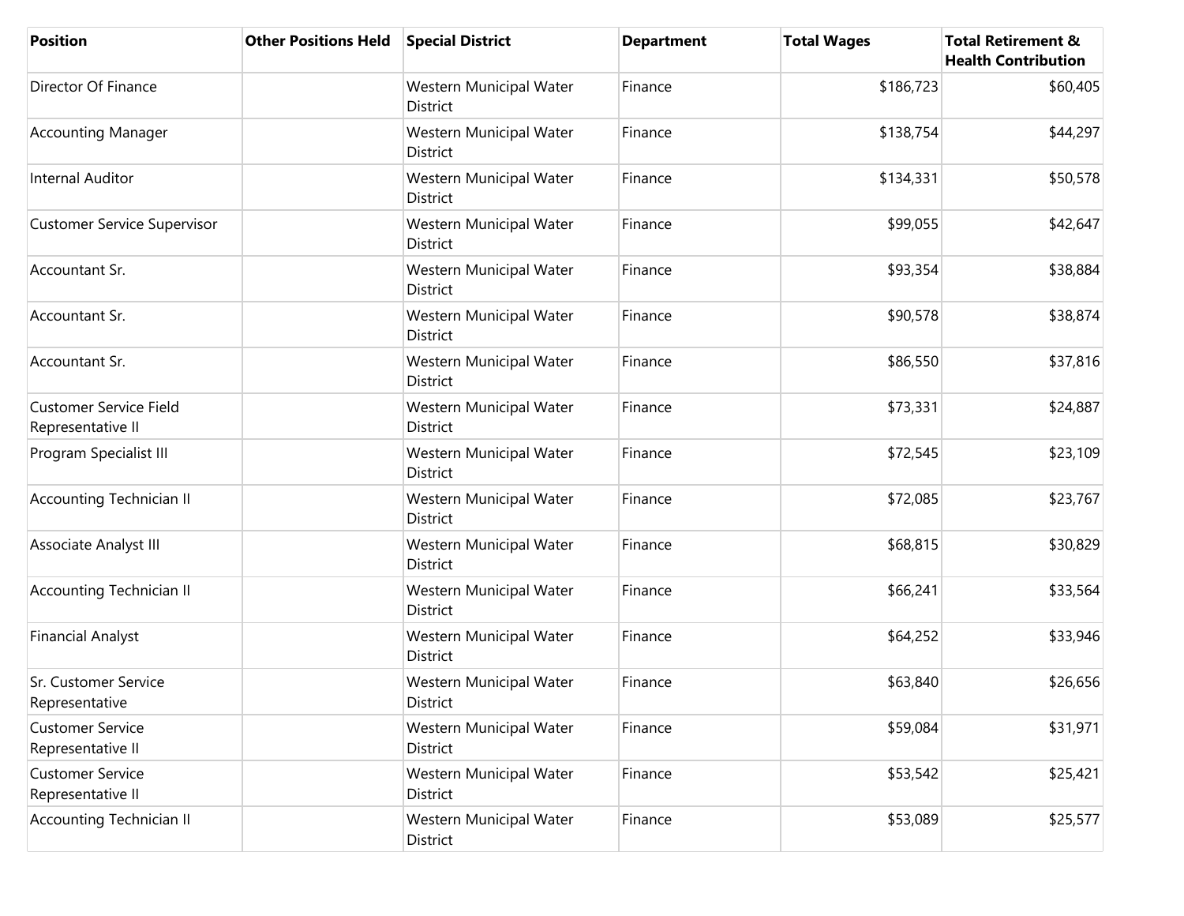| Position | Other Positions Held | Special District | Department | Total Wages | Total Retirement & Health Contribution |
|---|---|---|---|---|---|
| Director Of Finance | | Western Municipal Water District | Finance | $186,723 | $60,405 |
| Accounting Manager | | Western Municipal Water District | Finance | $138,754 | $44,297 |
| Internal Auditor | | Western Municipal Water District | Finance | $134,331 | $50,578 |
| Customer Service Supervisor | | Western Municipal Water District | Finance | $99,055 | $42,647 |
| Accountant Sr. | | Western Municipal Water District | Finance | $93,354 | $38,884 |
| Accountant Sr. | | Western Municipal Water District | Finance | $90,578 | $38,874 |
| Accountant Sr. | | Western Municipal Water District | Finance | $86,550 | $37,816 |
| Customer Service Field Representative II | | Western Municipal Water District | Finance | $73,331 | $24,887 |
| Program Specialist III | | Western Municipal Water District | Finance | $72,545 | $23,109 |
| Accounting Technician II | | Western Municipal Water District | Finance | $72,085 | $23,767 |
| Associate Analyst III | | Western Municipal Water District | Finance | $68,815 | $30,829 |
| Accounting Technician II | | Western Municipal Water District | Finance | $66,241 | $33,564 |
| Financial Analyst | | Western Municipal Water District | Finance | $64,252 | $33,946 |
| Sr. Customer Service Representative | | Western Municipal Water District | Finance | $63,840 | $26,656 |
| Customer Service Representative II | | Western Municipal Water District | Finance | $59,084 | $31,971 |
| Customer Service Representative II | | Western Municipal Water District | Finance | $53,542 | $25,421 |
| Accounting Technician II | | Western Municipal Water District | Finance | $53,089 | $25,577 |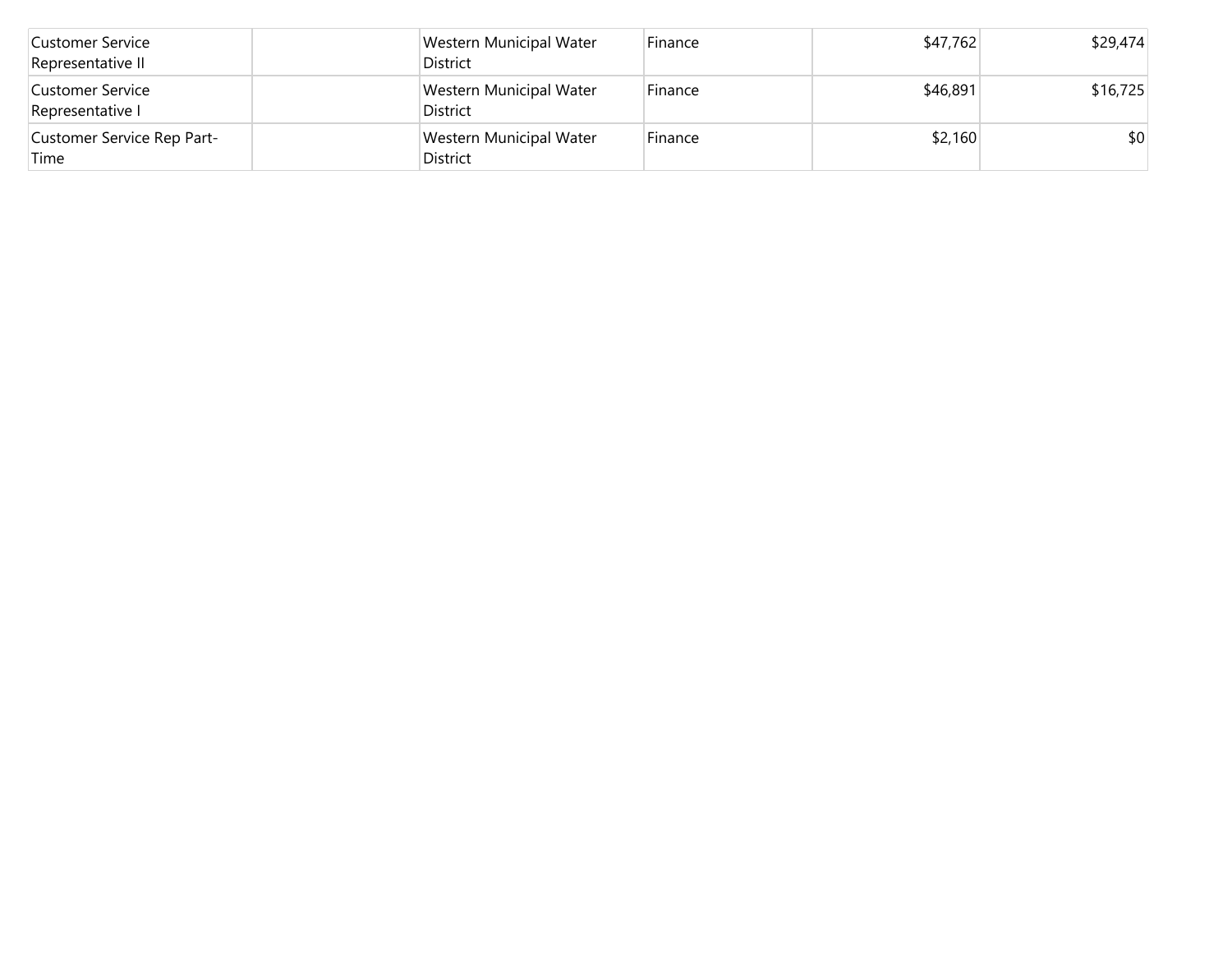| | | | | | |
|---|---|---|---|---|---|
| Customer Service Representative II | | Western Municipal Water District | Finance | $47,762 | $29,474 |
| Customer Service Representative I | | Western Municipal Water District | Finance | $46,891 | $16,725 |
| Customer Service Rep Part-Time | | Western Municipal Water District | Finance | $2,160 | $0 |